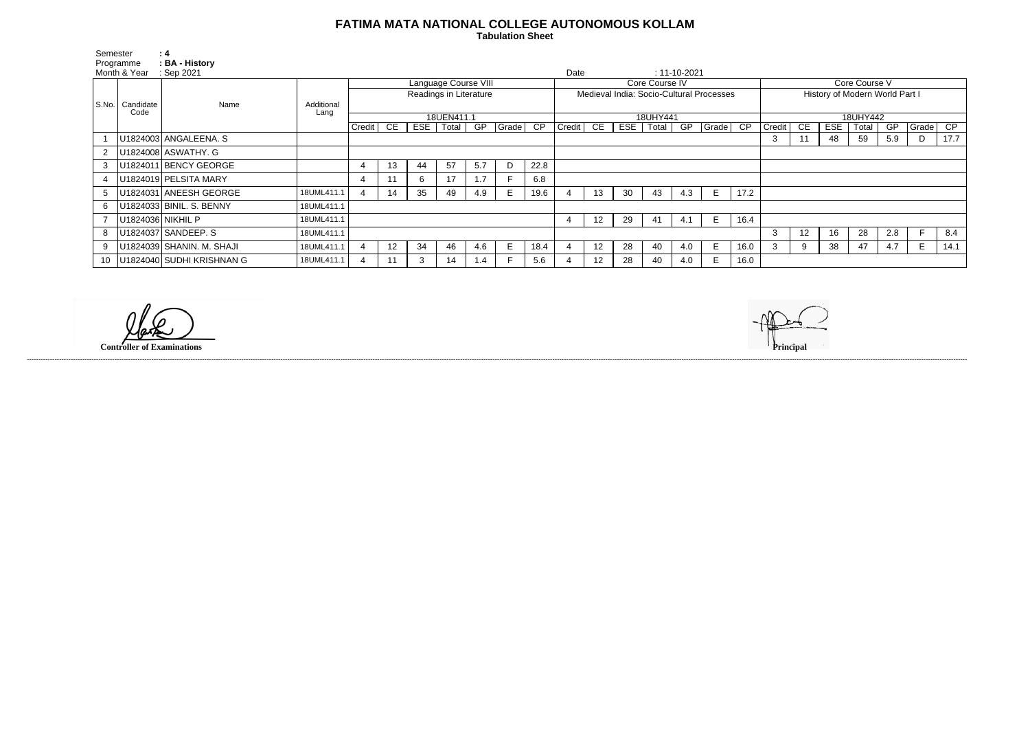# FATIMA MATA NATIONAL COLLEGE AUTONOMOUS KOLLAM

**Tabulation Sheet**

Semester : 4
Programme : BA - History
Month & Year : Sep 2021
Date : 11-10-2021

| S.No. | Candidate Code | Name | Additional Lang | Language Course VIII | | | | | | | Core Course IV | | | | | | | Core Course V | | | | | | |
|---|---|---|---|---|---|---|---|---|---|---|---|---|---|---|---|---|---|---|---|---|---|---|---|---|
| | | | | Readings in Literature | | | | | | | Medieval India: Socio-Cultural Processes | | | | | | | History of Modern World Part I | | | | | | |
| | | | | 18UEN411.1 | | | | | | | 18UHY441 | | | | | | | 18UHY442 | | | | | | |
| | | | | Credit | CE | ESE | Total | GP | Grade | CP | Credit | CE | ESE | Total | GP | Grade | CP | Credit | CE | ESE | Total | GP | Grade | CP |
| 1 | U1824003 | ANGALEENA. S | | | | | | | | | | | | | | | | 3 | 11 | 48 | 59 | 5.9 | D | 17.7 |
| 2 | U1824008 | ASWATHY. G | | | | | | | | | | | | | | | | | | | | | | |
| 3 | U1824011 | BENCY GEORGE | | 4 | 13 | 44 | 57 | 5.7 | D | 22.8 | | | | | | | | | | | | | | |
| 4 | U1824019 | PELSITA MARY | | 4 | 11 | 6 | 17 | 1.7 | F | 6.8 | | | | | | | | | | | | | | |
| 5 | U1824031 | ANEESH GEORGE | 18UML411.1 | 4 | 14 | 35 | 49 | 4.9 | E | 19.6 | 4 | 13 | 30 | 43 | 4.3 | E | 17.2 | | | | | | | |
| 6 | U1824033 | BINIL. S. BENNY | 18UML411.1 | | | | | | | | | | | | | | | | | | | | | |
| 7 | U1824036 | NIKHIL P | 18UML411.1 | | | | | | | | 4 | 12 | 29 | 41 | 4.1 | E | 16.4 | | | | | | | |
| 8 | U1824037 | SANDEEP. S | 18UML411.1 | | | | | | | | | | | | | | | 3 | 12 | 16 | 28 | 2.8 | F | 8.4 |
| 9 | U1824039 | SHANIN. M. SHAJI | 18UML411.1 | 4 | 12 | 34 | 46 | 4.6 | E | 18.4 | 4 | 12 | 28 | 40 | 4.0 | E | 16.0 | 3 | 9 | 38 | 47 | 4.7 | E | 14.1 |
| 10 | U1824040 | SUDHI KRISHNAN G | 18UML411.1 | 4 | 11 | 3 | 14 | 1.4 | F | 5.6 | 4 | 12 | 28 | 40 | 4.0 | E | 16.0 | | | | | | | |

**Controller of Examinations**

**Principal**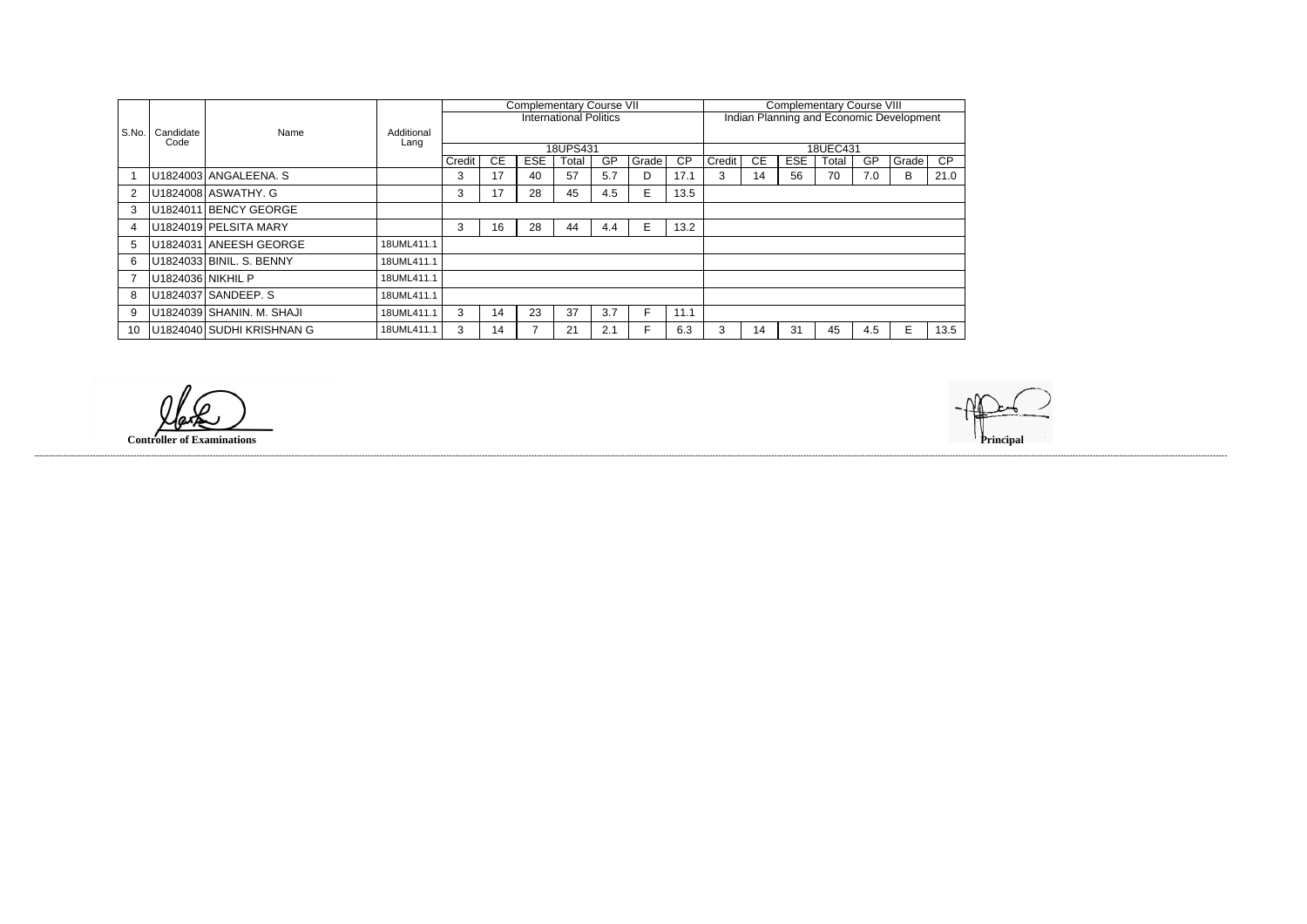| S.No. | Candidate Code | Name | Additional Lang | Complementary Course VII International Politics 18UPS431 | | | | | | | Complementary Course VIII Indian Planning and Economic Development 18UEC431 | | | | | | |
|---|---|---|---|---|---|---|---|---|---|---|---|---|---|---|---|---|---|
| | | | | Credit | CE | ESE | Total | GP | Grade | CP | Credit | CE | ESE | Total | GP | Grade | CP |
| 1 | U1824003 | ANGALEENA. S | | 3 | 17 | 40 | 57 | 5.7 | D | 17.1 | 3 | 14 | 56 | 70 | 7.0 | B | 21.0 |
| 2 | U1824008 | ASWATHY. G | | 3 | 17 | 28 | 45 | 4.5 | E | 13.5 | | | | | | | |
| 3 | U1824011 | BENCY GEORGE | | | | | | | | | | | | | | | |
| 4 | U1824019 | PELSITA MARY | | 3 | 16 | 28 | 44 | 4.4 | E | 13.2 | | | | | | | |
| 5 | U1824031 | ANEESH GEORGE | 18UML411.1 | | | | | | | | | | | | | | |
| 6 | U1824033 | BINIL. S. BENNY | 18UML411.1 | | | | | | | | | | | | | | |
| 7 | U1824036 | NIKHIL P | 18UML411.1 | | | | | | | | | | | | | | |
| 8 | U1824037 | SANDEEP. S | 18UML411.1 | | | | | | | | | | | | | | |
| 9 | U1824039 | SHANIN. M. SHAJI | 18UML411.1 | 3 | 14 | 23 | 37 | 3.7 | F | 11.1 | | | | | | | |
| 10 | U1824040 | SUDHI KRISHNAN G | 18UML411.1 | 3 | 14 | 7 | 21 | 2.1 | F | 6.3 | 3 | 14 | 31 | 45 | 4.5 | E | 13.5 |

**Controller of Examinations**

**Principal**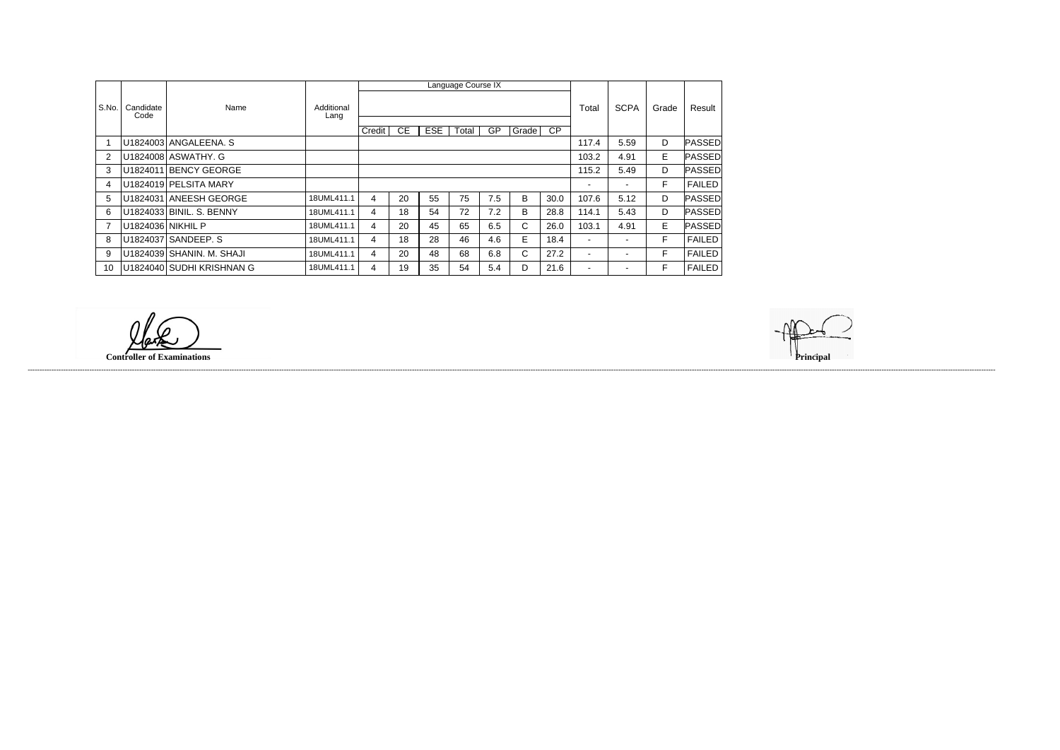| S.No. | Candidate Code | Name | Additional Lang | Language Course IX | | | | | | | Total | SCPA | Grade | Result |
|---|---|---|---|---|---|---|---|---|---|---|---|---|---|---|
| | | | | Credit | CE | ESE | Total | GP | Grade | CP | | | | |
| 1 | U1824003 | ANGALEENA. S | | | | | | | | | 117.4 | 5.59 | D | PASSED |
| 2 | U1824008 | ASWATHY. G | | | | | | | | | 103.2 | 4.91 | E | PASSED |
| 3 | U1824011 | BENCY GEORGE | | | | | | | | | 115.2 | 5.49 | D | PASSED |
| 4 | U1824019 | PELSITA MARY | | | | | | | | | - | - | F | FAILED |
| 5 | U1824031 | ANEESH GEORGE | 18UML411.1 | 4 | 20 | 55 | 75 | 7.5 | B | 30.0 | 107.6 | 5.12 | D | PASSED |
| 6 | U1824033 | BINIL. S. BENNY | 18UML411.1 | 4 | 18 | 54 | 72 | 7.2 | B | 28.8 | 114.1 | 5.43 | D | PASSED |
| 7 | U1824036 | NIKHIL P | 18UML411.1 | 4 | 20 | 45 | 65 | 6.5 | C | 26.0 | 103.1 | 4.91 | E | PASSED |
| 8 | U1824037 | SANDEEP. S | 18UML411.1 | 4 | 18 | 28 | 46 | 4.6 | E | 18.4 | - | - | F | FAILED |
| 9 | U1824039 | SHANIN. M. SHAJI | 18UML411.1 | 4 | 20 | 48 | 68 | 6.8 | C | 27.2 | - | - | F | FAILED |
| 10 | U1824040 | SUDHI KRISHNAN G | 18UML411.1 | 4 | 19 | 35 | 54 | 5.4 | D | 21.6 | - | - | F | FAILED |

**Controller of Examinations**

**Principal**